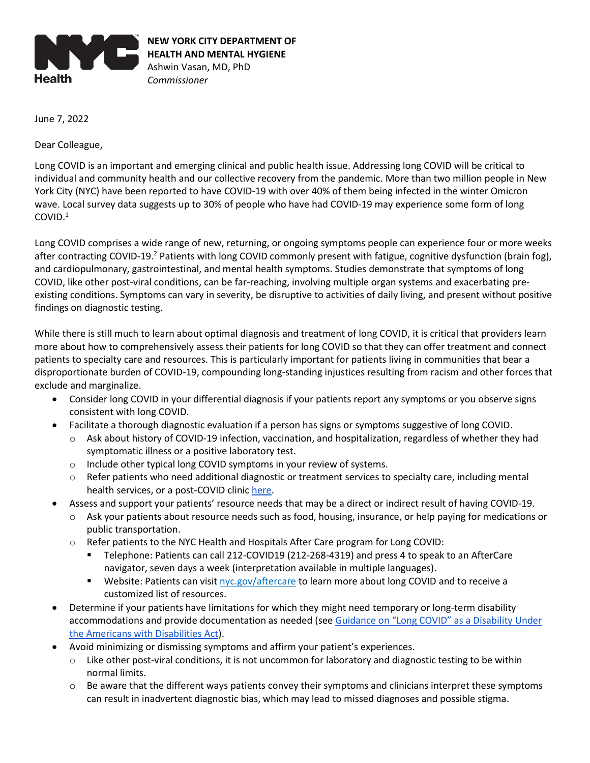**NEW YORK CITY DEPARTMENT OF HEALTH AND MENTAL HYGIENE**
Ashwin Vasan, MD, PhD
*Commissioner*

June 7, 2022

Dear Colleague,

Long COVID is an important and emerging clinical and public health issue. Addressing long COVID will be critical to individual and community health and our collective recovery from the pandemic. More than two million people in New York City (NYC) have been reported to have COVID-19 with over 40% of them being infected in the winter Omicron wave. Local survey data suggests up to 30% of people who have had COVID-19 may experience some form of long COVID.[1]

Long COVID comprises a wide range of new, returning, or ongoing symptoms people can experience four or more weeks after contracting COVID-19.[2] Patients with long COVID commonly present with fatigue, cognitive dysfunction (brain fog), and cardiopulmonary, gastrointestinal, and mental health symptoms. Studies demonstrate that symptoms of long COVID, like other post-viral conditions, can be far-reaching, involving multiple organ systems and exacerbating pre-existing conditions. Symptoms can vary in severity, be disruptive to activities of daily living, and present without positive findings on diagnostic testing.

While there is still much to learn about optimal diagnosis and treatment of long COVID, it is critical that providers learn more about how to comprehensively assess their patients for long COVID so that they can offer treatment and connect patients to specialty care and resources. This is particularly important for patients living in communities that bear a disproportionate burden of COVID-19, compounding long-standing injustices resulting from racism and other forces that exclude and marginalize.

- Consider long COVID in your differential diagnosis if your patients report any symptoms or you observe signs consistent with long COVID.
- Facilitate a thorough diagnostic evaluation if a person has signs or symptoms suggestive of long COVID.
  - Ask about history of COVID-19 infection, vaccination, and hospitalization, regardless of whether they had symptomatic illness or a positive laboratory test.
  - Include other typical long COVID symptoms in your review of systems.
  - Refer patients who need additional diagnostic or treatment services to specialty care, including mental health services, or a post-COVID clinic here.
- Assess and support your patients' resource needs that may be a direct or indirect result of having COVID-19.
  - Ask your patients about resource needs such as food, housing, insurance, or help paying for medications or public transportation.
  - Refer patients to the NYC Health and Hospitals After Care program for Long COVID:
    - Telephone: Patients can call 212-COVID19 (212-268-4319) and press 4 to speak to an AfterCare navigator, seven days a week (interpretation available in multiple languages).
    - Website: Patients can visit nyc.gov/aftercare to learn more about long COVID and to receive a customized list of resources.
- Determine if your patients have limitations for which they might need temporary or long-term disability accommodations and provide documentation as needed (see Guidance on "Long COVID" as a Disability Under the Americans with Disabilities Act).
- Avoid minimizing or dismissing symptoms and affirm your patient's experiences.
  - Like other post-viral conditions, it is not uncommon for laboratory and diagnostic testing to be within normal limits.
  - Be aware that the different ways patients convey their symptoms and clinicians interpret these symptoms can result in inadvertent diagnostic bias, which may lead to missed diagnoses and possible stigma.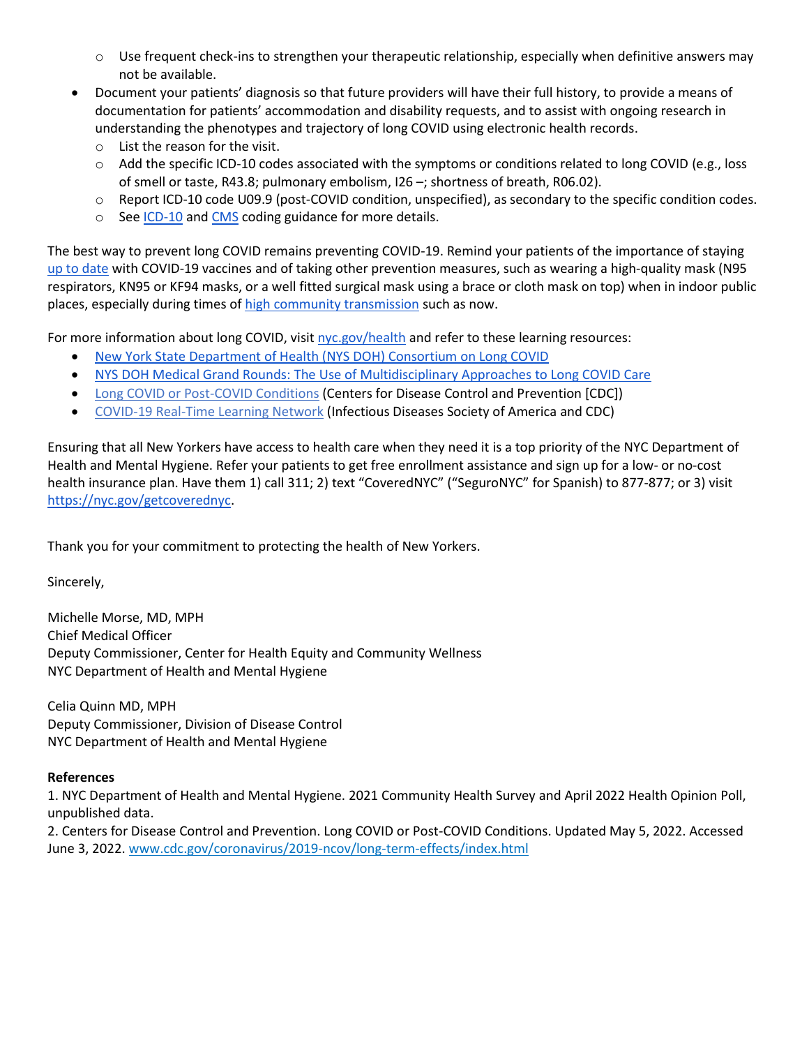- Use frequent check-ins to strengthen your therapeutic relationship, especially when definitive answers may not be available.
- Document your patients' diagnosis so that future providers will have their full history, to provide a means of documentation for patients' accommodation and disability requests, and to assist with ongoing research in understanding the phenotypes and trajectory of long COVID using electronic health records.
   - List the reason for the visit.
   - Add the specific ICD-10 codes associated with the symptoms or conditions related to long COVID (e.g., loss of smell or taste, R43.8; pulmonary embolism, I26 –; shortness of breath, R06.02).
   - Report ICD-10 code U09.9 (post-COVID condition, unspecified), as secondary to the specific condition codes.
   - See ICD-10 and CMS coding guidance for more details.

The best way to prevent long COVID remains preventing COVID-19. Remind your patients of the importance of staying up to date with COVID-19 vaccines and of taking other prevention measures, such as wearing a high-quality mask (N95 respirators, KN95 or KF94 masks, or a well fitted surgical mask using a brace or cloth mask on top) when in indoor public places, especially during times of high community transmission such as now.

For more information about long COVID, visit nyc.gov/health and refer to these learning resources:

- New York State Department of Health (NYS DOH) Consortium on Long COVID
- NYS DOH Medical Grand Rounds: The Use of Multidisciplinary Approaches to Long COVID Care
- Long COVID or Post-COVID Conditions (Centers for Disease Control and Prevention [CDC])
- COVID-19 Real-Time Learning Network (Infectious Diseases Society of America and CDC)

Ensuring that all New Yorkers have access to health care when they need it is a top priority of the NYC Department of Health and Mental Hygiene. Refer your patients to get free enrollment assistance and sign up for a low- or no-cost health insurance plan. Have them 1) call 311; 2) text "CoveredNYC" ("SeguroNYC" for Spanish) to 877-877; or 3) visit https://nyc.gov/getcoverednyc.

Thank you for your commitment to protecting the health of New Yorkers.

Sincerely,

Michelle Morse, MD, MPH
Chief Medical Officer
Deputy Commissioner, Center for Health Equity and Community Wellness
NYC Department of Health and Mental Hygiene

Celia Quinn MD, MPH
Deputy Commissioner, Division of Disease Control
NYC Department of Health and Mental Hygiene

**References**

1. NYC Department of Health and Mental Hygiene. 2021 Community Health Survey and April 2022 Health Opinion Poll, unpublished data.
2. Centers for Disease Control and Prevention. Long COVID or Post-COVID Conditions. Updated May 5, 2022. Accessed June 3, 2022. www.cdc.gov/coronavirus/2019-ncov/long-term-effects/index.html